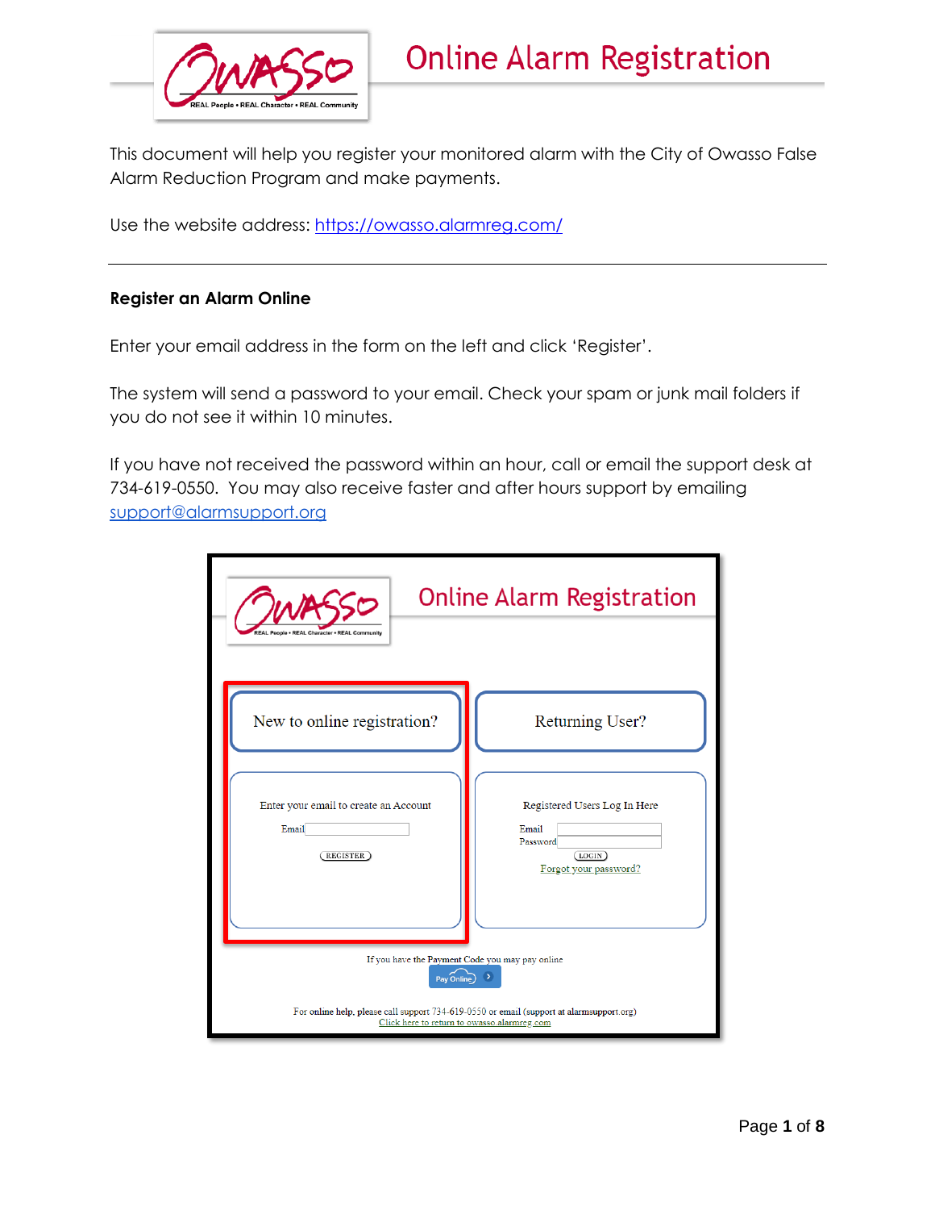# Online Alarm Registration

This document will help you register your monitored alarm with the City of Owasso False Alarm Reduction Program and make payments.

Use the website address: https://owasso.alarmreg.com/

---

## Register an Alarm Online

Enter your email address in the form on the left and click 'Register'.

The system will send a password to your email. Check your spam or junk mail folders if you do not see it within 10 minutes.

If you have not received the password within an hour, call or email the support desk at 734-619-0550. You may also receive faster and after hours support by emailing support@alarmsupport.org

Online Alarm Registration

New to online registration?

Enter your email to create an Account

Email

REGISTER

Returning User?

Registered Users Log In Here

Email

Password

LOGIN

Forgot your password?

If you have the Payment Code you may pay online

Pay Online

For online help, please call support 734-619-0550 or email (support at alarmsupport.org)

Click here to return to owasso.alarmreg.com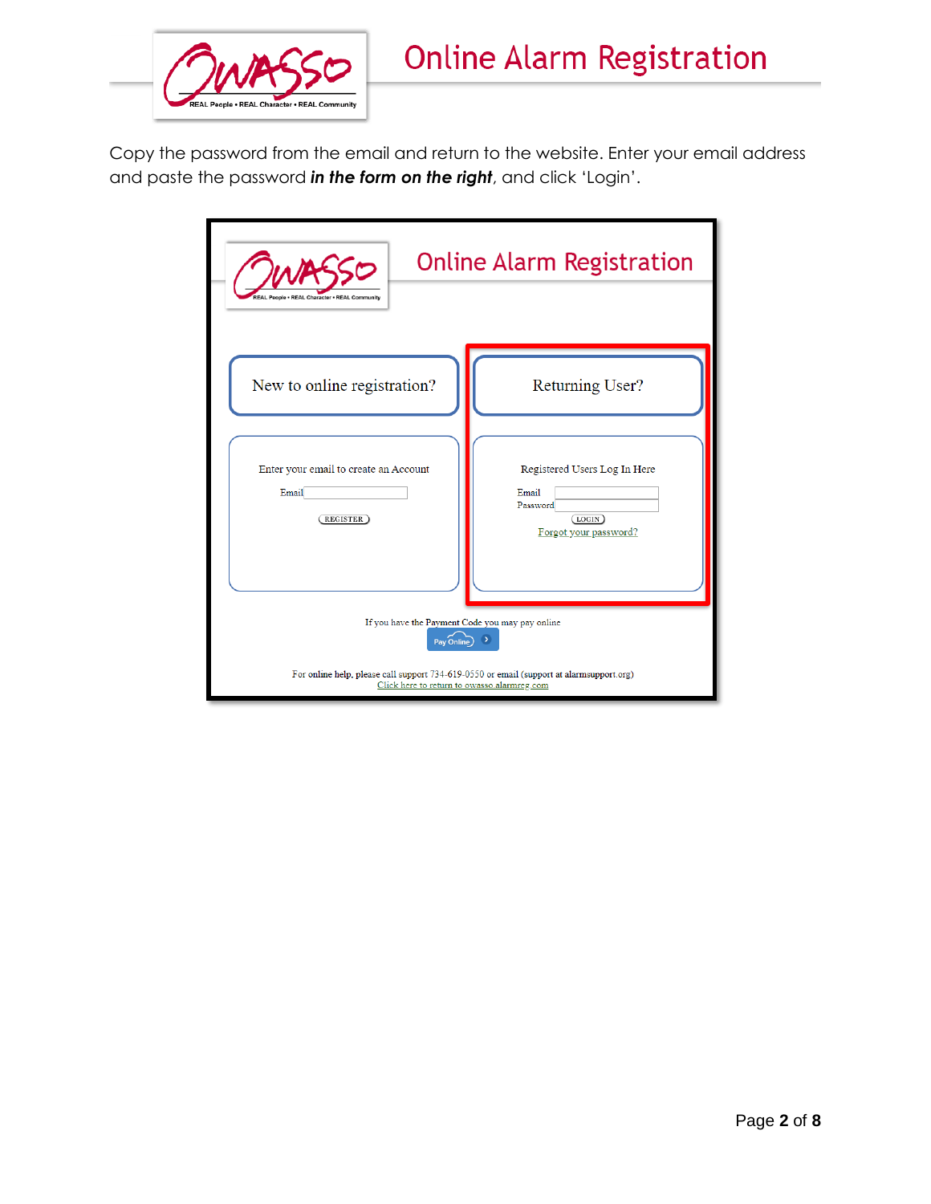Copy the password from the email and return to the website. Enter your email address and paste the password ***in the form on the right***, and click 'Login'.

Online Alarm Registration

New to online registration?

Enter your email to create an Account

Email

REGISTER

Returning User?

Registered Users Log In Here

Email

Password

LOGIN

Forgot your password?

If you have the Payment Code you may pay online

Pay Online

For online help, please call support 734-619-0550 or email (support at alarmsupport.org)

Click here to return to owasso.alarmreg.com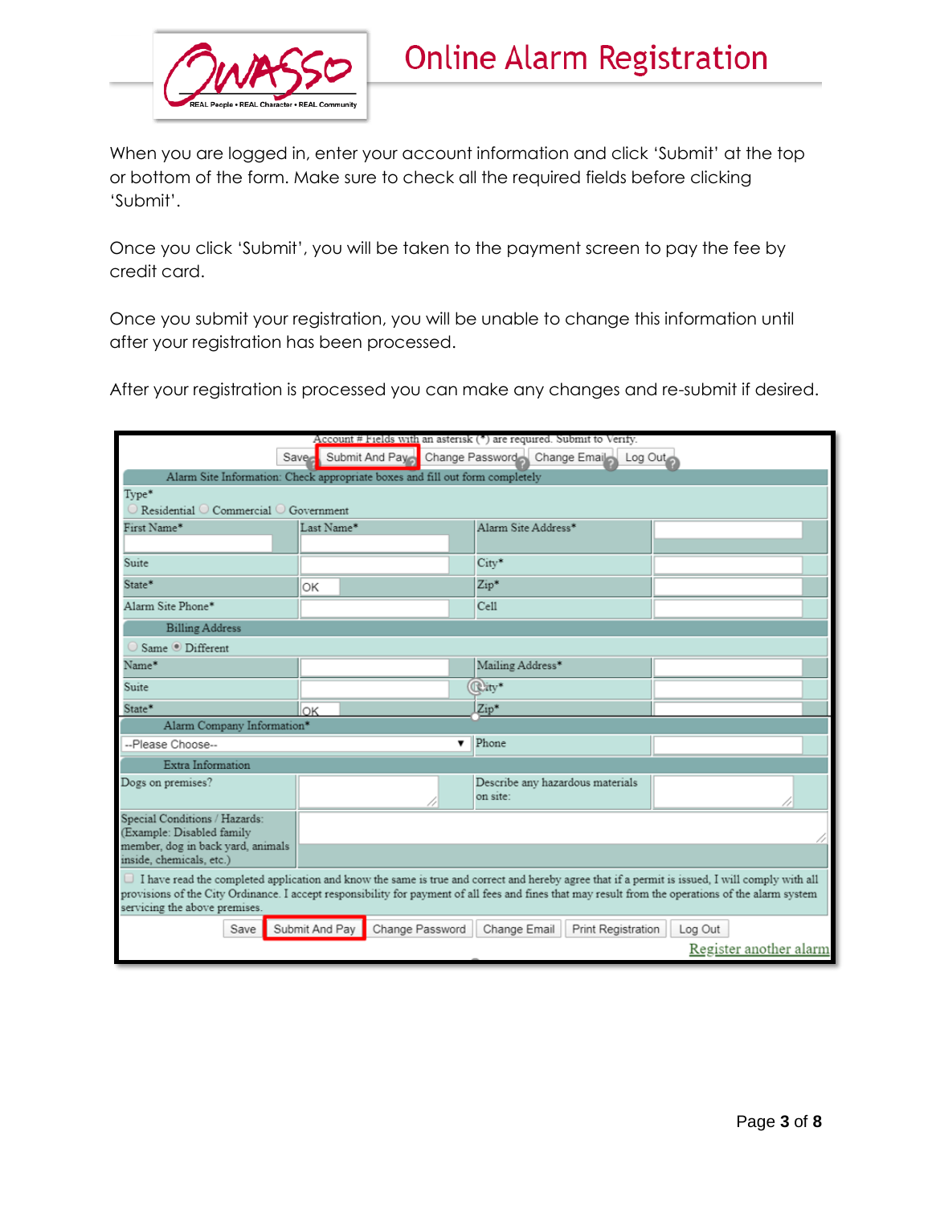# Online Alarm Registration

When you are logged in, enter your account information and click 'Submit' at the top or bottom of the form. Make sure to check all the required fields before clicking 'Submit'.

Once you click 'Submit', you will be taken to the payment screen to pay the fee by credit card.

Once you submit your registration, you will be unable to change this information until after your registration has been processed.

After your registration is processed you can make any changes and re-submit if desired.

Account # Fields with an asterisk (*) are required. Submit to Verify.

Save | Submit And Pay | Change Password | Change Email | Log Out

Alarm Site Information: Check appropriate boxes and fill out form completely

Type*
Residential | Commercial | Government

| | | | |
|---|---|---|---|
| First Name* | Last Name* | Alarm Site Address* | |
| Suite | | City* | |
| State* | OK | Zip* | |
| Alarm Site Phone* | | Cell | |

Billing Address

Same | Different

| | | | |
|---|---|---|---|
| Name* | | Mailing Address* | |
| Suite | | City* | |
| State* | OK | Zip* | |

Alarm Company Information*

--Please Choose-- | Phone

Extra Information

| | | | |
|---|---|---|---|
| Dogs on premises? | | Describe any hazardous materials on site: | |
| Special Conditions / Hazards: (Example: Disabled family member, dog in back yard, animals inside, chemicals, etc.) | | | |

I have read the completed application and know the same is true and correct and hereby agree that if a permit is issued, I will comply with all provisions of the City Ordinance. I accept responsibility for payment of all fees and fines that may result from the operations of the alarm system servicing the above premises.

Save | Submit And Pay | Change Password | Change Email | Print Registration | Log Out

Register another alarm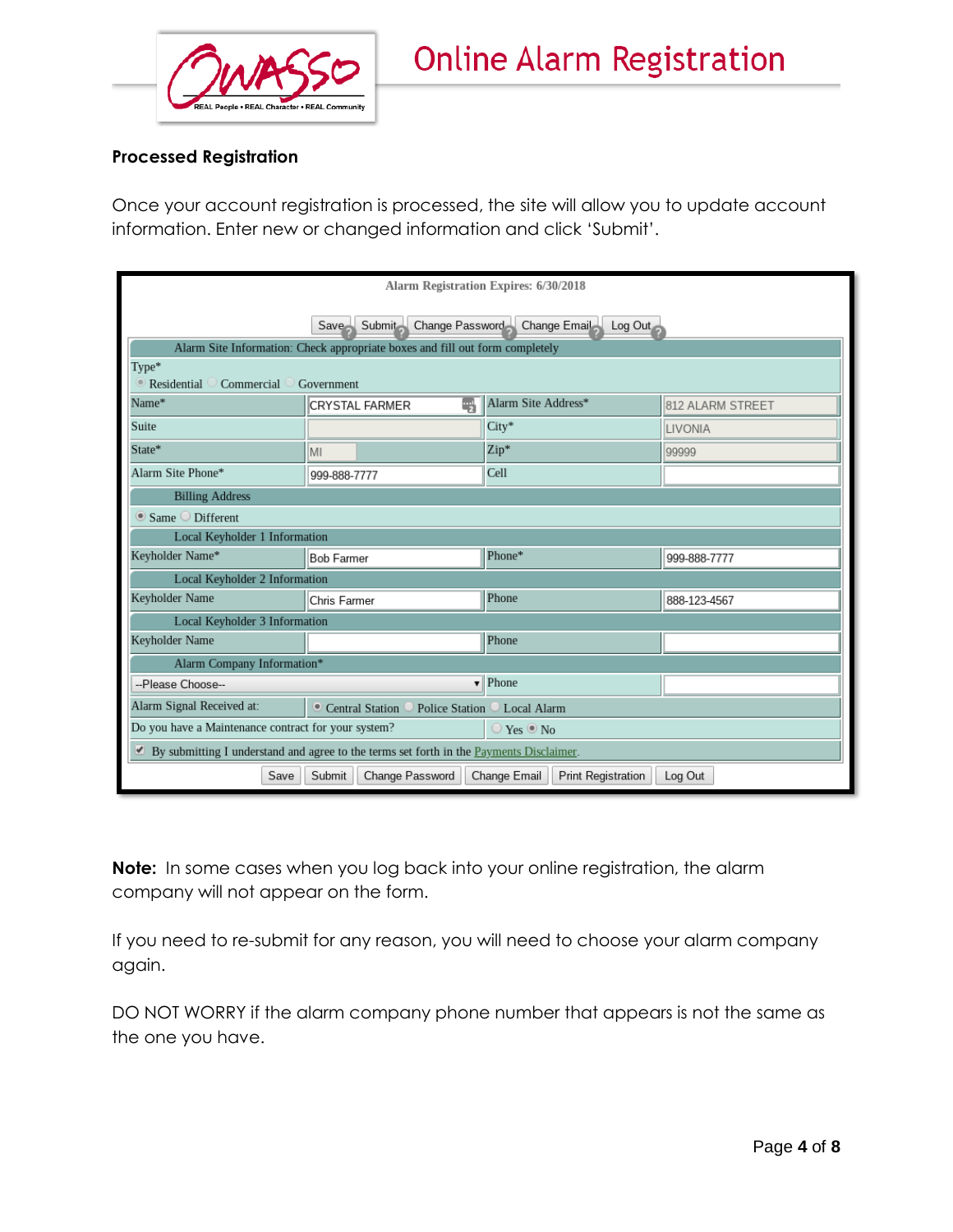### Processed Registration

Once your account registration is processed, the site will allow you to update account information. Enter new or changed information and click 'Submit'.

Alarm Registration Expires: 6/30/2018

Save | Submit | Change Password | Change Email | Log Out

| Alarm Site Information: Check appropriate boxes and fill out form completely | | | |
|---|---|---|---|
| Type* Residential / Commercial / Government | | | |
| Name* | CRYSTAL FARMER | Alarm Site Address* | 812 ALARM STREET |
| Suite | | City* | LIVONIA |
| State* | MI | Zip* | 99999 |
| Alarm Site Phone* | 999-888-7777 | Cell | |
| Billing Address | | | |
| Same / Different | | | |
| Local Keyholder 1 Information | | | |
| Keyholder Name* | Bob Farmer | Phone* | 999-888-7777 |
| Local Keyholder 2 Information | | | |
| Keyholder Name | Chris Farmer | Phone | 888-123-4567 |
| Local Keyholder 3 Information | | | |
| Keyholder Name | | Phone | |
| Alarm Company Information* | | | |
| --Please Choose-- | | Phone | |
| Alarm Signal Received at: | Central Station / Police Station / Local Alarm | | |
| Do you have a Maintenance contract for your system? | | Yes / No | |
| By submitting I understand and agree to the terms set forth in the Payments Disclaimer. | | | |

Save | Submit | Change Password | Change Email | Print Registration | Log Out

**Note:** In some cases when you log back into your online registration, the alarm company will not appear on the form.

If you need to re-submit for any reason, you will need to choose your alarm company again.

DO NOT WORRY if the alarm company phone number that appears is not the same as the one you have.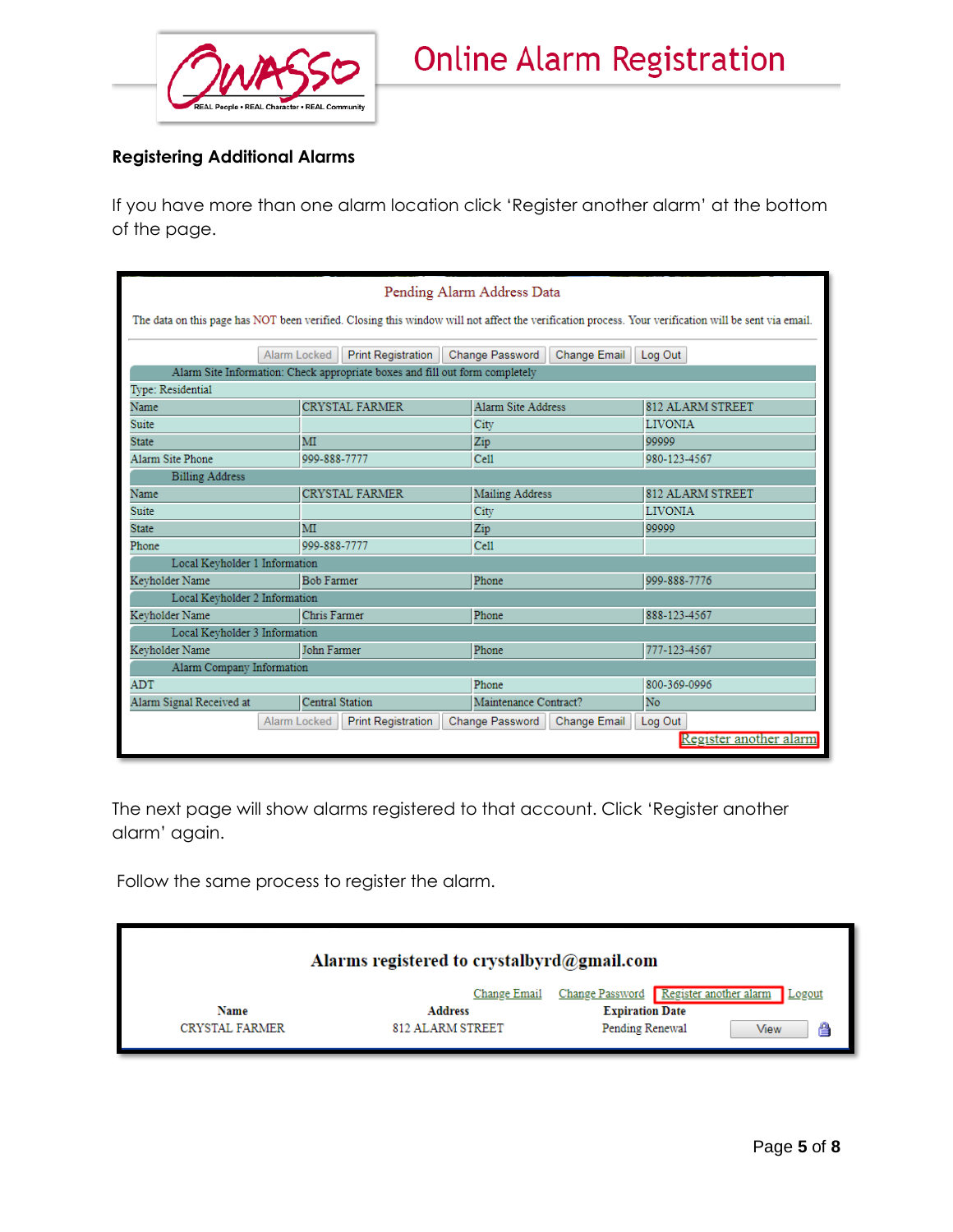### Registering Additional Alarms

If you have more than one alarm location click 'Register another alarm' at the bottom of the page.

Pending Alarm Address Data

The data on this page has NOT been verified. Closing this window will not affect the verification process. Your verification will be sent via email.

Alarm Locked | Print Registration | Change Password | Change Email | Log Out

| | | | |
|---|---|---|---|
| Alarm Site Information: Check appropriate boxes and fill out form completely | | | |
| Type: Residential | | | |
| Name | CRYSTAL FARMER | Alarm Site Address | 812 ALARM STREET |
| Suite | | City | LIVONIA |
| State | MI | Zip | 99999 |
| Alarm Site Phone | 999-888-7777 | Cell | 980-123-4567 |
| Billing Address | | | |
| Name | CRYSTAL FARMER | Mailing Address | 812 ALARM STREET |
| Suite | | City | LIVONIA |
| State | MI | Zip | 99999 |
| Phone | 999-888-7777 | Cell | |
| Local Keyholder 1 Information | | | |
| Keyholder Name | Bob Farmer | Phone | 999-888-7776 |
| Local Keyholder 2 Information | | | |
| Keyholder Name | Chris Farmer | Phone | 888-123-4567 |
| Local Keyholder 3 Information | | | |
| Keyholder Name | John Farmer | Phone | 777-123-4567 |
| Alarm Company Information | | | |
| ADT | | Phone | 800-369-0996 |
| Alarm Signal Received at | Central Station | Maintenance Contract? | No |

Alarm Locked | Print Registration | Change Password | Change Email | Log Out

Register another alarm

The next page will show alarms registered to that account. Click 'Register another alarm' again.

Follow the same process to register the alarm.

**Alarms registered to crystalbyrd@gmail.com**

Change Email | Change Password | Register another alarm | Logout

| Name | Address | Expiration Date | |
|---|---|---|---|
| CRYSTAL FARMER | 812 ALARM STREET | Pending Renewal | View |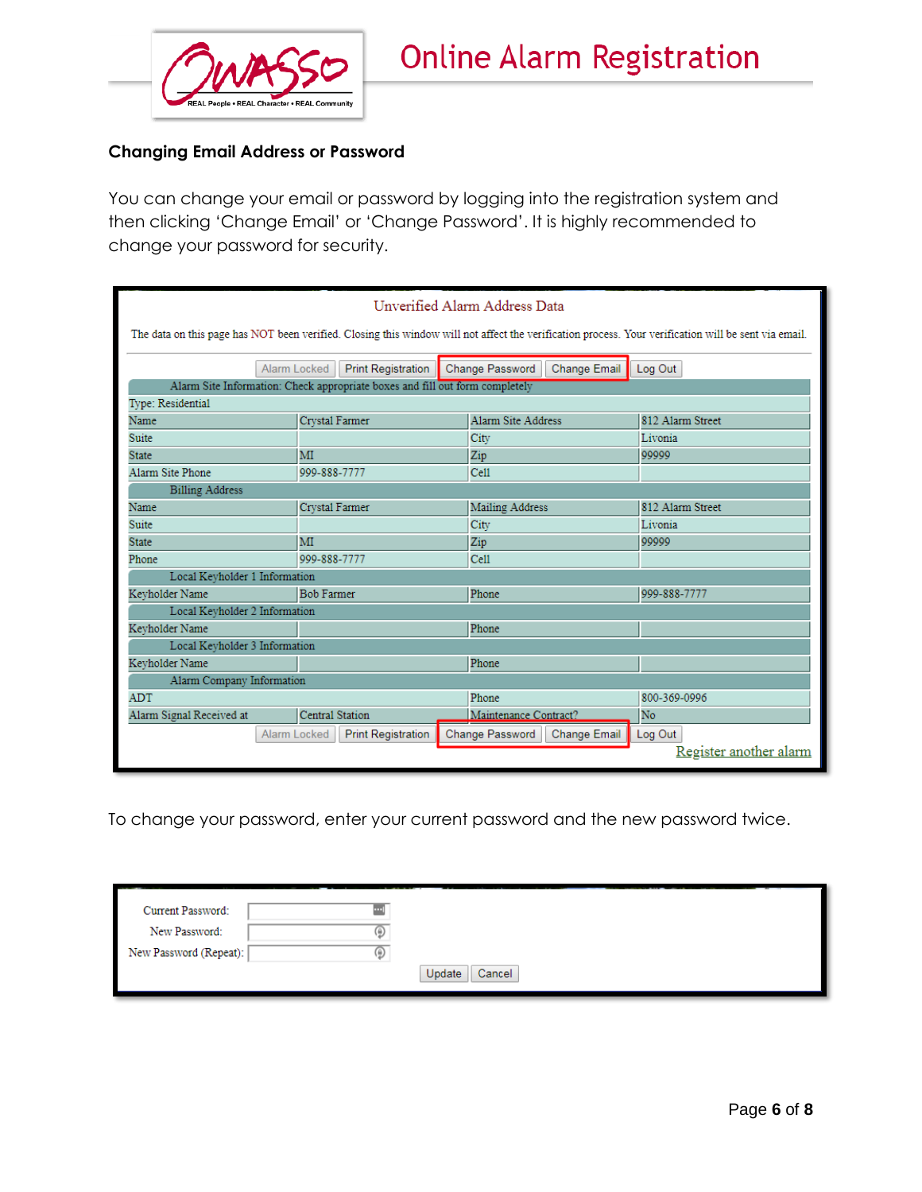## Changing Email Address or Password

You can change your email or password by logging into the registration system and then clicking 'Change Email' or 'Change Password'. It is highly recommended to change your password for security.

Unverified Alarm Address Data

The data on this page has NOT been verified. Closing this window will not affect the verification process. Your verification will be sent via email.

Alarm Locked | Print Registration | Change Password | Change Email | Log Out

| | | | |
|---|---|---|---|
| Alarm Site Information: Check appropriate boxes and fill out form completely | | | |
| Type: Residential | | | |
| Name | Crystal Farmer | Alarm Site Address | 812 Alarm Street |
| Suite | | City | Livonia |
| State | MI | Zip | 99999 |
| Alarm Site Phone | 999-888-7777 | Cell | |
| Billing Address | | | |
| Name | Crystal Farmer | Mailing Address | 812 Alarm Street |
| Suite | | City | Livonia |
| State | MI | Zip | 99999 |
| Phone | 999-888-7777 | Cell | |
| Local Keyholder 1 Information | | | |
| Keyholder Name | Bob Farmer | Phone | 999-888-7777 |
| Local Keyholder 2 Information | | | |
| Keyholder Name | | Phone | |
| Local Keyholder 3 Information | | | |
| Keyholder Name | | Phone | |
| Alarm Company Information | | | |
| ADT | | Phone | 800-369-0996 |
| Alarm Signal Received at | Central Station | Maintenance Contract? | No |

Alarm Locked | Print Registration | Change Password | Change Email | Log Out

Register another alarm

To change your password, enter your current password and the new password twice.

Current Password:

New Password:

New Password (Repeat):

Update | Cancel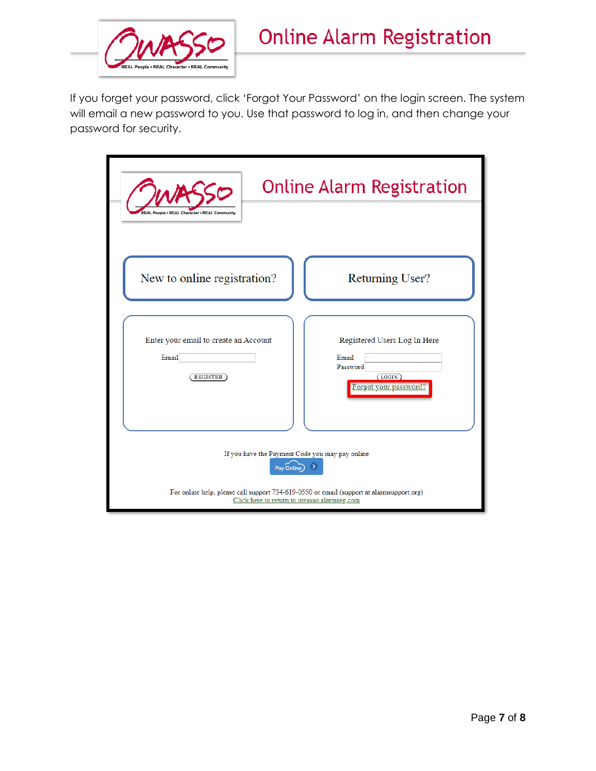# Online Alarm Registration

If you forget your password, click 'Forgot Your Password' on the login screen. The system will email a new password to you. Use that password to log in, and then change your password for security.

Online Alarm Registration

New to online registration?

Returning User?

Enter your email to create an Account

Email

REGISTER

Registered Users Log In Here

Email

Password

LOGIN

Forgot your password?

If you have the Payment Code you may pay online

Pay Online

For online help, please call support 734-619-0550 or email (support at alarmsupport.org)

Click here to return to owasso.alarmreg.com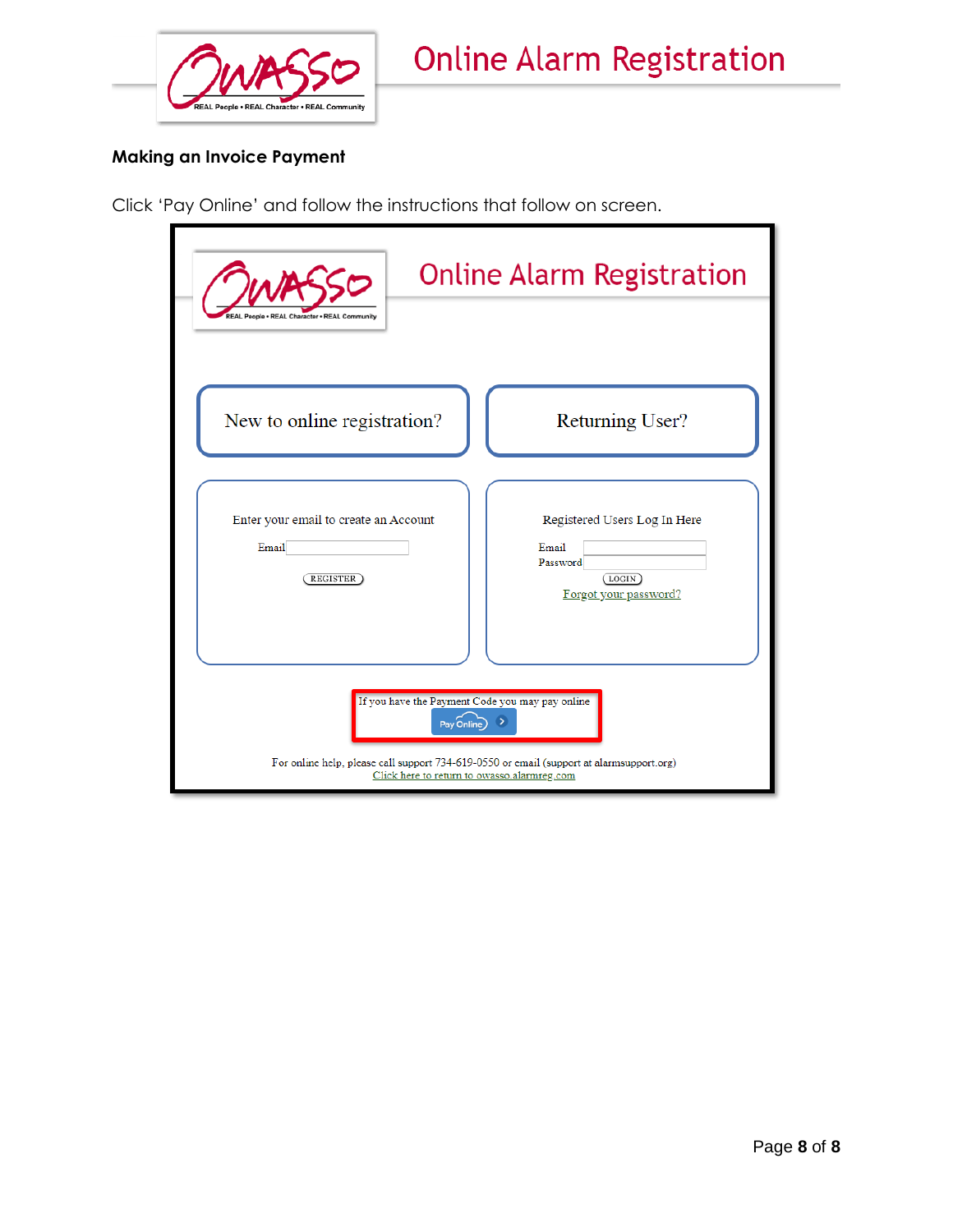Online Alarm Registration

## Making an Invoice Payment

Click ‘Pay Online’ and follow the instructions that follow on screen.

Online Alarm Registration

New to online registration?

Returning User?

Enter your email to create an Account

Email

REGISTER

Registered Users Log In Here

Email

Password

LOGIN

Forgot your password?

If you have the Payment Code you may pay online

Pay Online

For online help, please call support 734-619-0550 or email (support at alarmsupport.org)

Click here to return to owasso.alarmreg.com